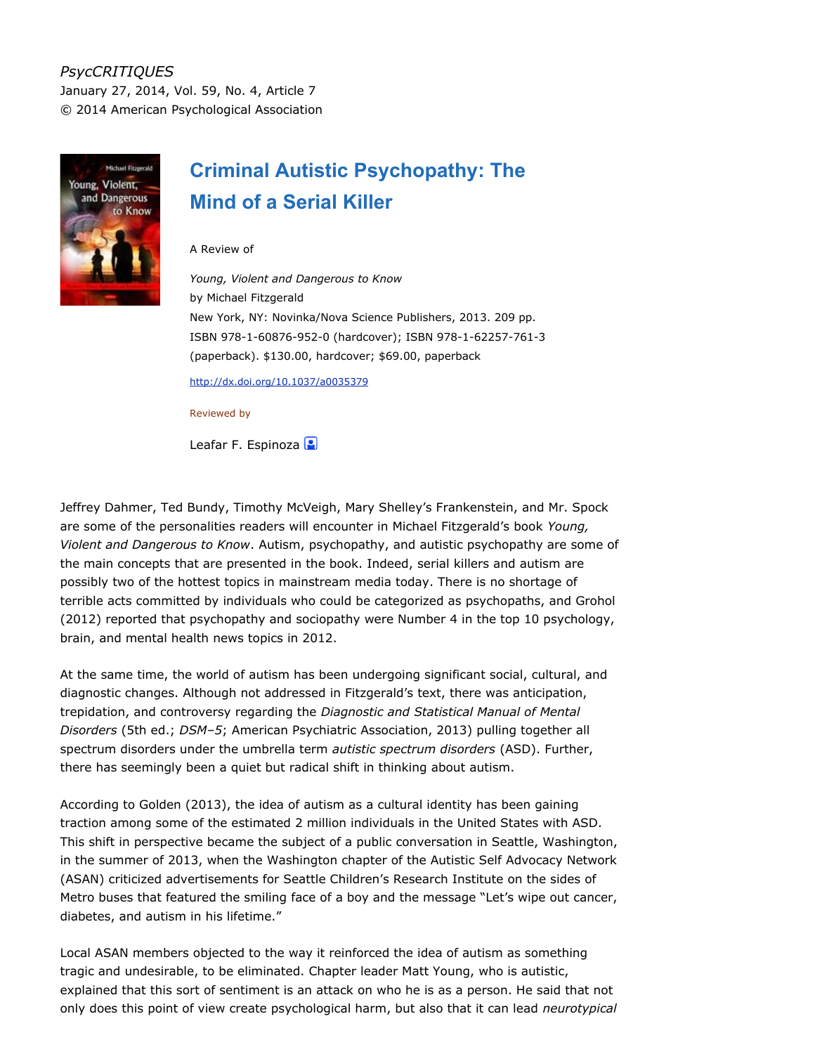*PsycCRITIQUES*
January 27, 2014, Vol. 59, No. 4, Article 7
© 2014 American Psychological Association

# Criminal Autistic Psychopathy: The Mind of a Serial Killer

A Review of

*Young, Violent and Dangerous to Know*
by Michael Fitzgerald
New York, NY: Novinka/Nova Science Publishers, 2013. 209 pp.
ISBN 978-1-60876-952-0 (hardcover); ISBN 978-1-62257-761-3 (paperback). $130.00, hardcover; $69.00, paperback

http://dx.doi.org/10.1037/a0035379

Reviewed by

Leafar F. Espinoza

Jeffrey Dahmer, Ted Bundy, Timothy McVeigh, Mary Shelley's Frankenstein, and Mr. Spock are some of the personalities readers will encounter in Michael Fitzgerald's book *Young, Violent and Dangerous to Know*. Autism, psychopathy, and autistic psychopathy are some of the main concepts that are presented in the book. Indeed, serial killers and autism are possibly two of the hottest topics in mainstream media today. There is no shortage of terrible acts committed by individuals who could be categorized as psychopaths, and Grohol (2012) reported that psychopathy and sociopathy were Number 4 in the top 10 psychology, brain, and mental health news topics in 2012.

At the same time, the world of autism has been undergoing significant social, cultural, and diagnostic changes. Although not addressed in Fitzgerald's text, there was anticipation, trepidation, and controversy regarding the *Diagnostic and Statistical Manual of Mental Disorders* (5th ed.; *DSM–5*; American Psychiatric Association, 2013) pulling together all spectrum disorders under the umbrella term *autistic spectrum disorders* (ASD). Further, there has seemingly been a quiet but radical shift in thinking about autism.

According to Golden (2013), the idea of autism as a cultural identity has been gaining traction among some of the estimated 2 million individuals in the United States with ASD. This shift in perspective became the subject of a public conversation in Seattle, Washington, in the summer of 2013, when the Washington chapter of the Autistic Self Advocacy Network (ASAN) criticized advertisements for Seattle Children's Research Institute on the sides of Metro buses that featured the smiling face of a boy and the message "Let's wipe out cancer, diabetes, and autism in his lifetime."

Local ASAN members objected to the way it reinforced the idea of autism as something tragic and undesirable, to be eliminated. Chapter leader Matt Young, who is autistic, explained that this sort of sentiment is an attack on who he is as a person. He said that not only does this point of view create psychological harm, but also that it can lead *neurotypical*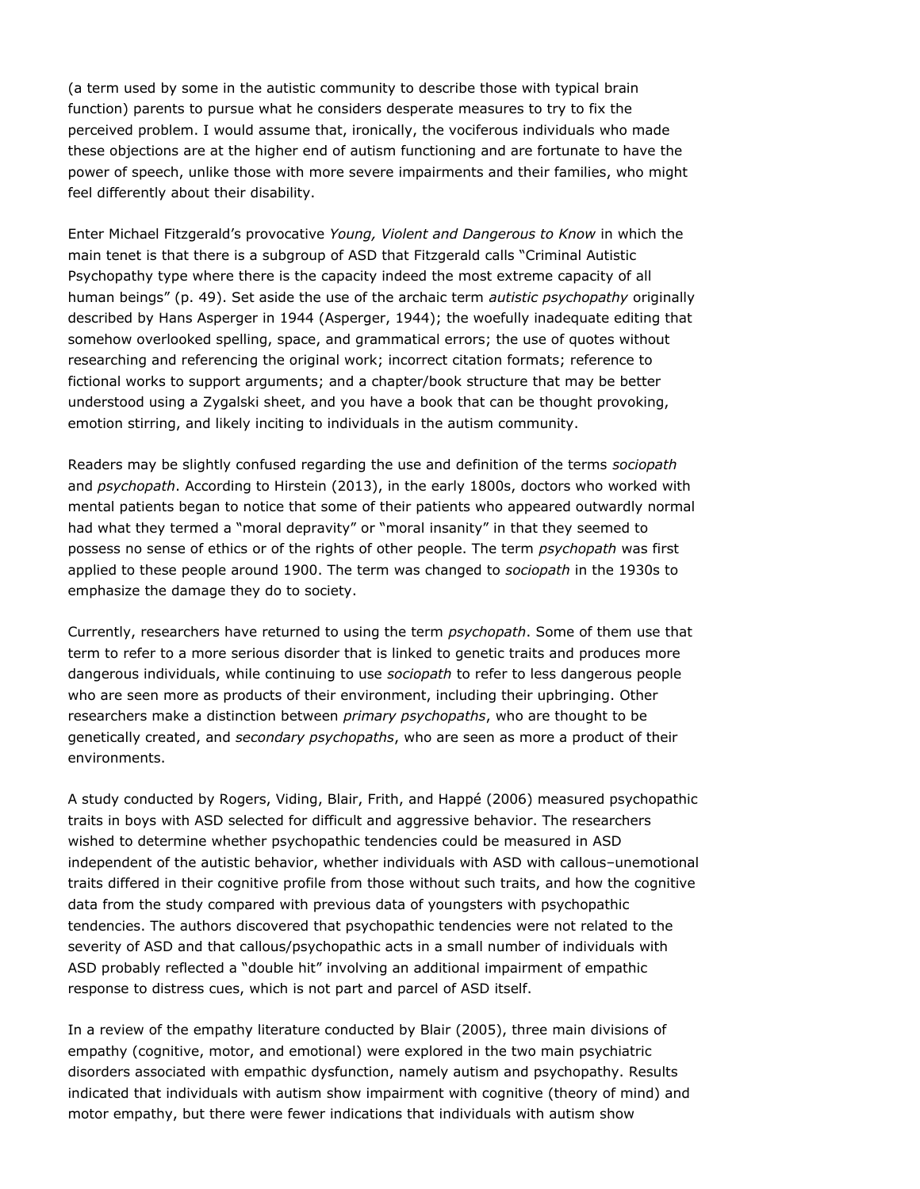(a term used by some in the autistic community to describe those with typical brain function) parents to pursue what he considers desperate measures to try to fix the perceived problem. I would assume that, ironically, the vociferous individuals who made these objections are at the higher end of autism functioning and are fortunate to have the power of speech, unlike those with more severe impairments and their families, who might feel differently about their disability.

Enter Michael Fitzgerald's provocative *Young, Violent and Dangerous to Know* in which the main tenet is that there is a subgroup of ASD that Fitzgerald calls "Criminal Autistic Psychopathy type where there is the capacity indeed the most extreme capacity of all human beings" (p. 49). Set aside the use of the archaic term *autistic psychopathy* originally described by Hans Asperger in 1944 (Asperger, 1944); the woefully inadequate editing that somehow overlooked spelling, space, and grammatical errors; the use of quotes without researching and referencing the original work; incorrect citation formats; reference to fictional works to support arguments; and a chapter/book structure that may be better understood using a Zygalski sheet, and you have a book that can be thought provoking, emotion stirring, and likely inciting to individuals in the autism community.

Readers may be slightly confused regarding the use and definition of the terms *sociopath* and *psychopath*. According to Hirstein (2013), in the early 1800s, doctors who worked with mental patients began to notice that some of their patients who appeared outwardly normal had what they termed a "moral depravity" or "moral insanity" in that they seemed to possess no sense of ethics or of the rights of other people. The term *psychopath* was first applied to these people around 1900. The term was changed to *sociopath* in the 1930s to emphasize the damage they do to society.

Currently, researchers have returned to using the term *psychopath*. Some of them use that term to refer to a more serious disorder that is linked to genetic traits and produces more dangerous individuals, while continuing to use *sociopath* to refer to less dangerous people who are seen more as products of their environment, including their upbringing. Other researchers make a distinction between *primary psychopaths*, who are thought to be genetically created, and *secondary psychopaths*, who are seen as more a product of their environments.

A study conducted by Rogers, Viding, Blair, Frith, and Happé (2006) measured psychopathic traits in boys with ASD selected for difficult and aggressive behavior. The researchers wished to determine whether psychopathic tendencies could be measured in ASD independent of the autistic behavior, whether individuals with ASD with callous–unemotional traits differed in their cognitive profile from those without such traits, and how the cognitive data from the study compared with previous data of youngsters with psychopathic tendencies. The authors discovered that psychopathic tendencies were not related to the severity of ASD and that callous/psychopathic acts in a small number of individuals with ASD probably reflected a "double hit" involving an additional impairment of empathic response to distress cues, which is not part and parcel of ASD itself.

In a review of the empathy literature conducted by Blair (2005), three main divisions of empathy (cognitive, motor, and emotional) were explored in the two main psychiatric disorders associated with empathic dysfunction, namely autism and psychopathy. Results indicated that individuals with autism show impairment with cognitive (theory of mind) and motor empathy, but there were fewer indications that individuals with autism show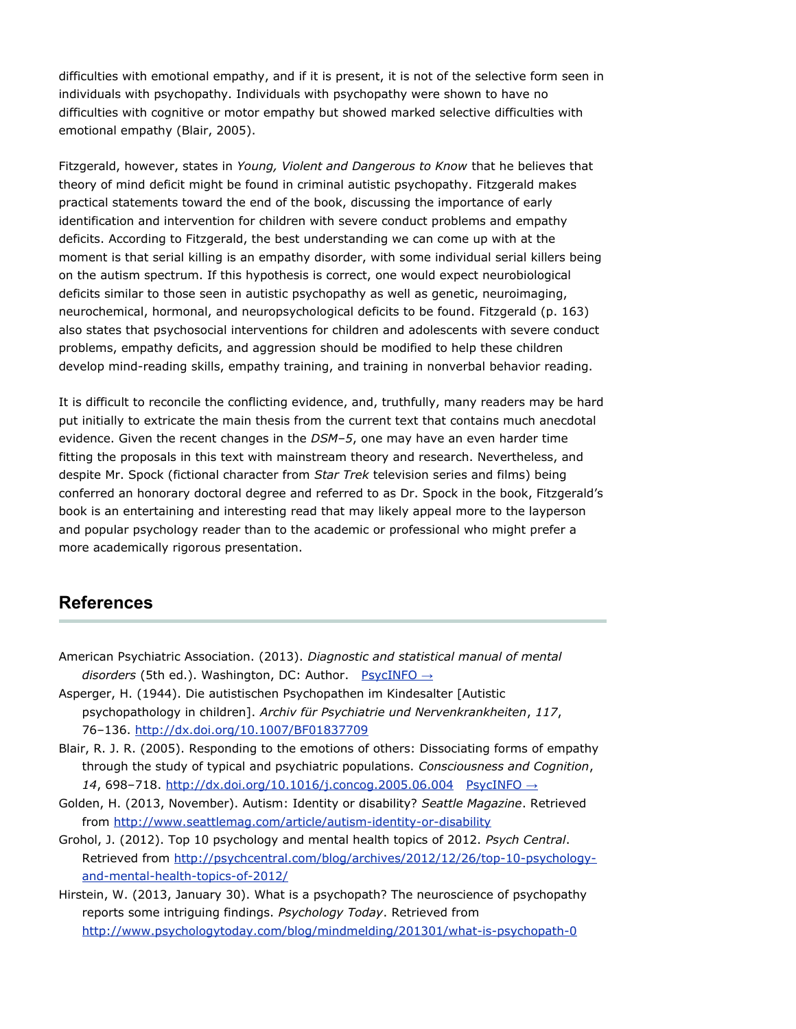difficulties with emotional empathy, and if it is present, it is not of the selective form seen in individuals with psychopathy. Individuals with psychopathy were shown to have no difficulties with cognitive or motor empathy but showed marked selective difficulties with emotional empathy (Blair, 2005).

Fitzgerald, however, states in *Young, Violent and Dangerous to Know* that he believes that theory of mind deficit might be found in criminal autistic psychopathy. Fitzgerald makes practical statements toward the end of the book, discussing the importance of early identification and intervention for children with severe conduct problems and empathy deficits. According to Fitzgerald, the best understanding we can come up with at the moment is that serial killing is an empathy disorder, with some individual serial killers being on the autism spectrum. If this hypothesis is correct, one would expect neurobiological deficits similar to those seen in autistic psychopathy as well as genetic, neuroimaging, neurochemical, hormonal, and neuropsychological deficits to be found. Fitzgerald (p. 163) also states that psychosocial interventions for children and adolescents with severe conduct problems, empathy deficits, and aggression should be modified to help these children develop mind-reading skills, empathy training, and training in nonverbal behavior reading.

It is difficult to reconcile the conflicting evidence, and, truthfully, many readers may be hard put initially to extricate the main thesis from the current text that contains much anecdotal evidence. Given the recent changes in the *DSM–5*, one may have an even harder time fitting the proposals in this text with mainstream theory and research. Nevertheless, and despite Mr. Spock (fictional character from *Star Trek* television series and films) being conferred an honorary doctoral degree and referred to as Dr. Spock in the book, Fitzgerald's book is an entertaining and interesting read that may likely appeal more to the layperson and popular psychology reader than to the academic or professional who might prefer a more academically rigorous presentation.

## References

American Psychiatric Association. (2013). *Diagnostic and statistical manual of mental disorders* (5th ed.). Washington, DC: Author. PsycINFO →

Asperger, H. (1944). Die autistischen Psychopathen im Kindesalter [Autistic psychopathology in children]. *Archiv für Psychiatrie und Nervenkrankheiten*, *117*, 76–136. http://dx.doi.org/10.1007/BF01837709

Blair, R. J. R. (2005). Responding to the emotions of others: Dissociating forms of empathy through the study of typical and psychiatric populations. *Consciousness and Cognition*, *14*, 698–718. http://dx.doi.org/10.1016/j.concog.2005.06.004 PsycINFO →

Golden, H. (2013, November). Autism: Identity or disability? *Seattle Magazine*. Retrieved from http://www.seattlemag.com/article/autism-identity-or-disability

Grohol, J. (2012). Top 10 psychology and mental health topics of 2012. *Psych Central*. Retrieved from http://psychcentral.com/blog/archives/2012/12/26/top-10-psychology-and-mental-health-topics-of-2012/

Hirstein, W. (2013, January 30). What is a psychopath? The neuroscience of psychopathy reports some intriguing findings. *Psychology Today*. Retrieved from http://www.psychologytoday.com/blog/mindmelding/201301/what-is-psychopath-0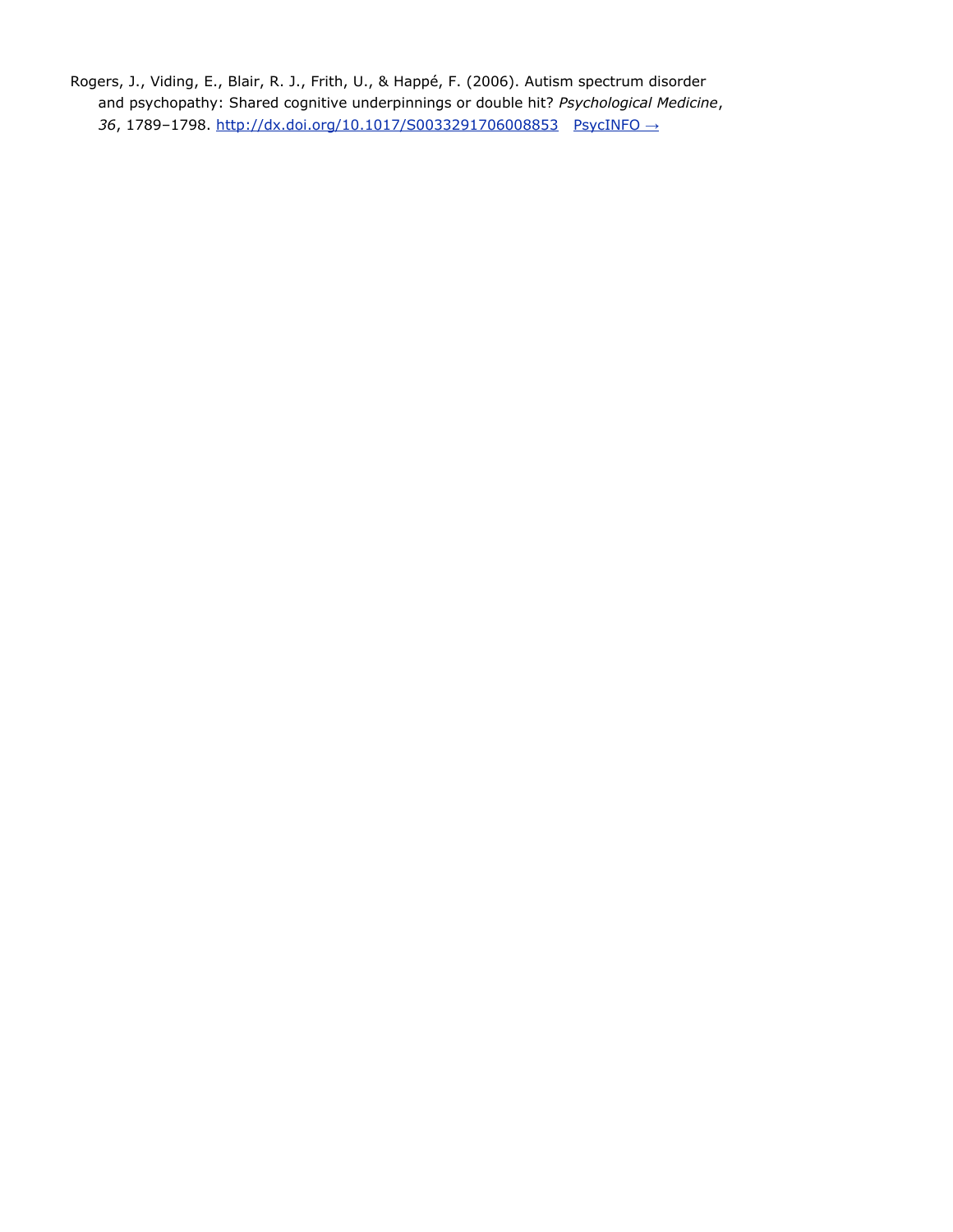Rogers, J., Viding, E., Blair, R. J., Frith, U., & Happé, F. (2006). Autism spectrum disorder and psychopathy: Shared cognitive underpinnings or double hit? *Psychological Medicine*, *36*, 1789–1798. http://dx.doi.org/10.1017/S0033291706008853 PsycINFO →